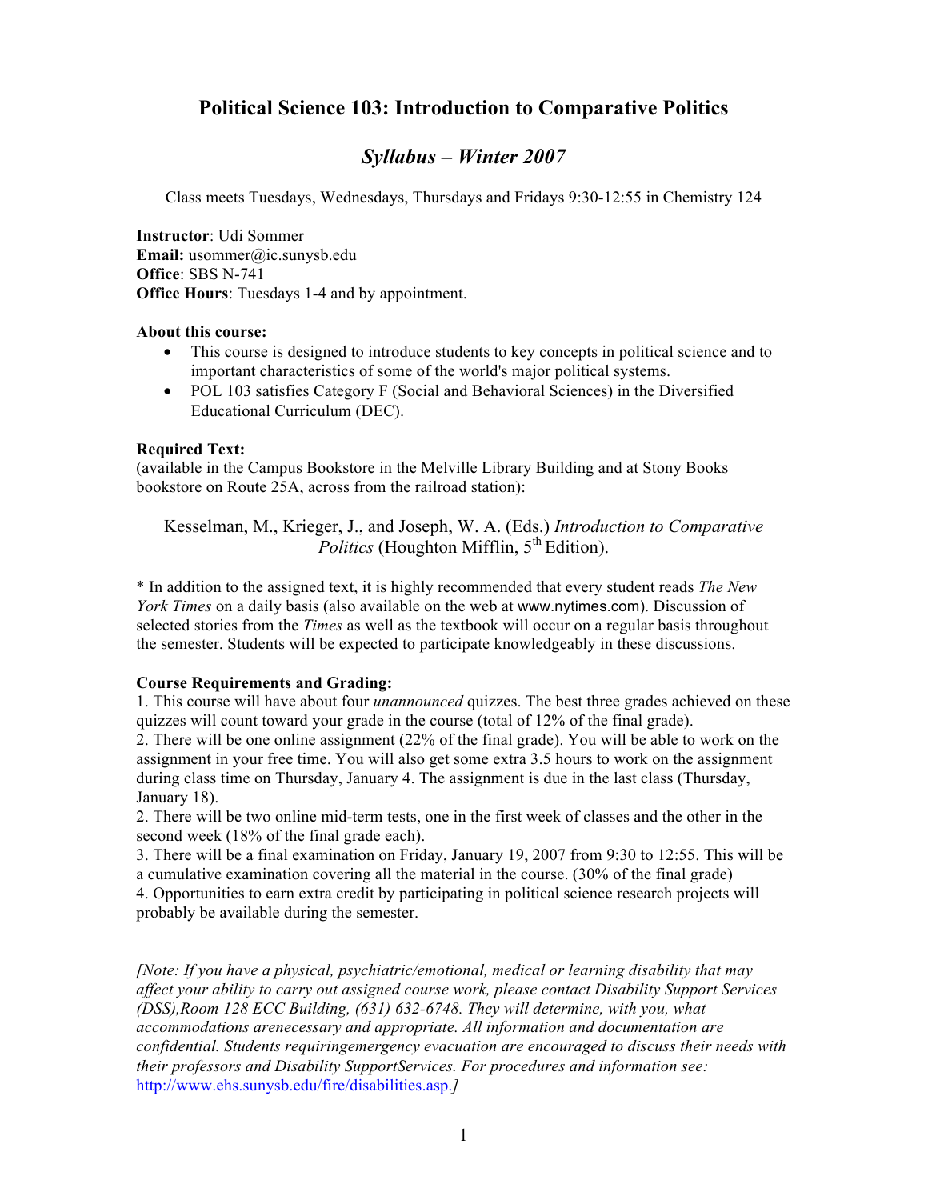# Political Science 103: Introduction to Comparative Politics

## *Syllabus – Winter 2007*

Class meets Tuesdays, Wednesdays, Thursdays and Fridays 9:30-12:55 in Chemistry 124

**Instructor**: Udi Sommer
**Email:** usommer@ic.sunysb.edu
**Office**: SBS N-741
**Office Hours**: Tuesdays 1-4 and by appointment.

**About this course:**

- This course is designed to introduce students to key concepts in political science and to important characteristics of some of the world's major political systems.
- POL 103 satisfies Category F (Social and Behavioral Sciences) in the Diversified Educational Curriculum (DEC).

**Required Text:**
(available in the Campus Bookstore in the Melville Library Building and at Stony Books bookstore on Route 25A, across from the railroad station):

Kesselman, M., Krieger, J., and Joseph, W. A. (Eds.) *Introduction to Comparative Politics* (Houghton Mifflin, 5th Edition).

* In addition to the assigned text, it is highly recommended that every student reads *The New York Times* on a daily basis (also available on the web at www.nytimes.com). Discussion of selected stories from the *Times* as well as the textbook will occur on a regular basis throughout the semester. Students will be expected to participate knowledgeably in these discussions.

**Course Requirements and Grading:**

1. This course will have about four *unannounced* quizzes. The best three grades achieved on these quizzes will count toward your grade in the course (total of 12% of the final grade).
2. There will be one online assignment (22% of the final grade). You will be able to work on the assignment in your free time. You will also get some extra 3.5 hours to work on the assignment during class time on Thursday, January 4. The assignment is due in the last class (Thursday, January 18).
2. There will be two online mid-term tests, one in the first week of classes and the other in the second week (18% of the final grade each).
3. There will be a final examination on Friday, January 19, 2007 from 9:30 to 12:55. This will be a cumulative examination covering all the material in the course. (30% of the final grade)
4. Opportunities to earn extra credit by participating in political science research projects will probably be available during the semester.

*[Note: If you have a physical, psychiatric/emotional, medical or learning disability that may affect your ability to carry out assigned course work, please contact Disability Support Services (DSS),Room 128 ECC Building, (631) 632-6748. They will determine, with you, what accommodations arenecessary and appropriate. All information and documentation are confidential. Students requiringemergency evacuation are encouraged to discuss their needs with their professors and Disability SupportServices. For procedures and information see:* http://www.ehs.sunysb.edu/fire/disabilities.asp.*]*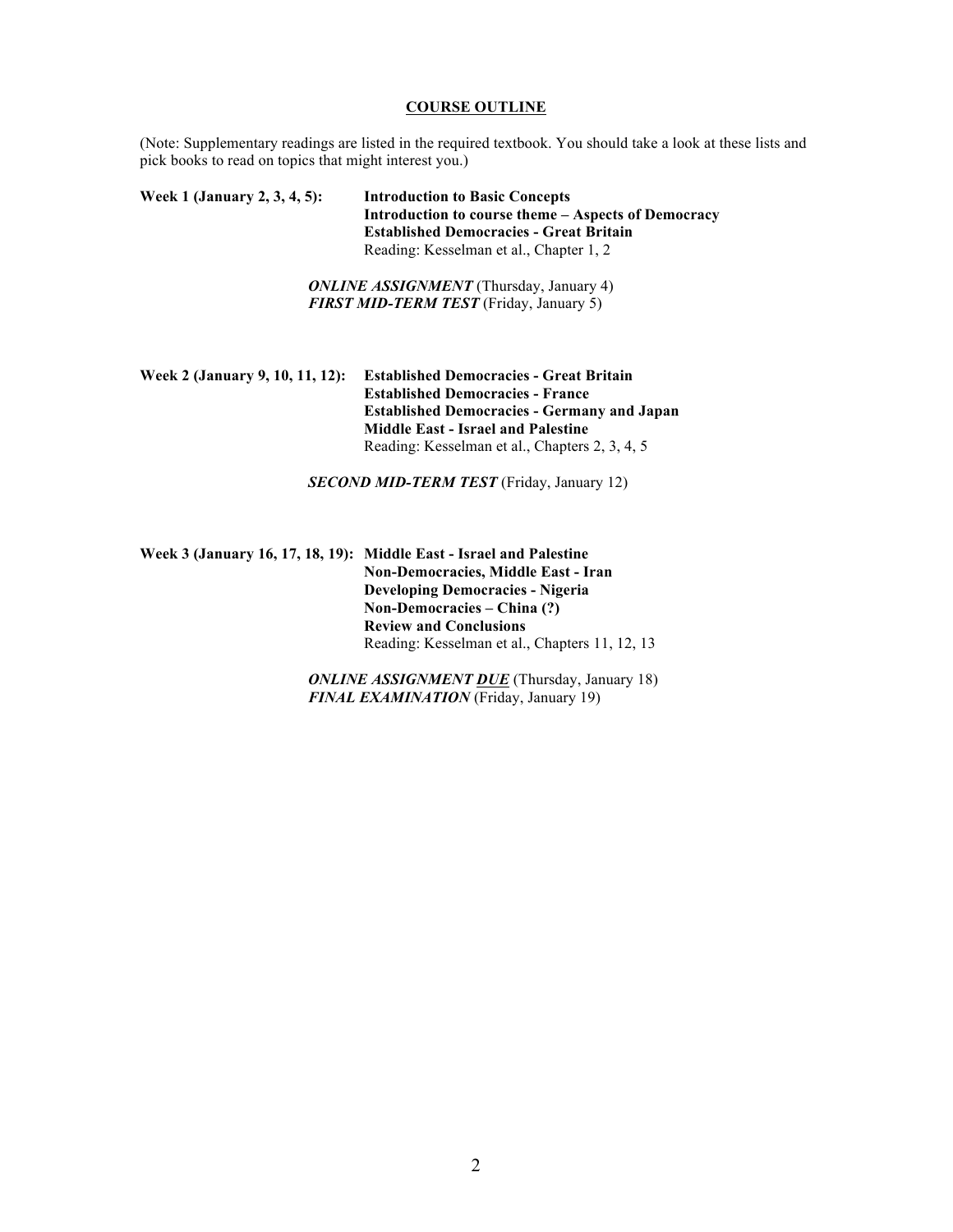## COURSE OUTLINE

(Note: Supplementary readings are listed in the required textbook. You should take a look at these lists and pick books to read on topics that might interest you.)

**Week 1 (January 2, 3, 4, 5):**
**Introduction to Basic Concepts**
**Introduction to course theme – Aspects of Democracy**
**Established Democracies - Great Britain**
Reading: Kesselman et al., Chapter 1, 2

***ONLINE ASSIGNMENT*** (Thursday, January 4)
***FIRST MID-TERM TEST*** (Friday, January 5)

**Week 2 (January 9, 10, 11, 12):**
**Established Democracies - Great Britain**
**Established Democracies - France**
**Established Democracies - Germany and Japan**
**Middle East - Israel and Palestine**
Reading: Kesselman et al., Chapters 2, 3, 4, 5

***SECOND MID-TERM TEST*** (Friday, January 12)

**Week 3 (January 16, 17, 18, 19):**
**Middle East - Israel and Palestine**
**Non-Democracies, Middle East - Iran**
**Developing Democracies - Nigeria**
**Non-Democracies – China (?)**
**Review and Conclusions**
Reading: Kesselman et al., Chapters 11, 12, 13

***ONLINE ASSIGNMENT DUE*** (Thursday, January 18)
***FINAL EXAMINATION*** (Friday, January 19)